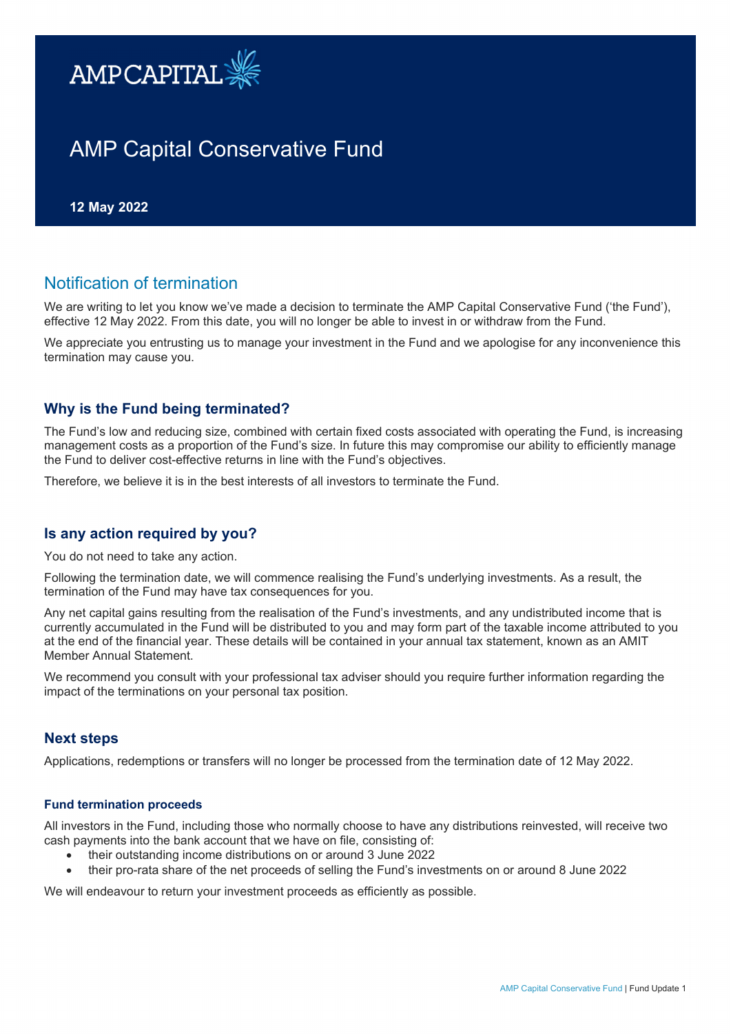AMP CAPITAL

# AMP Capital Conservative Fund

**12 May 2022**

## Notification of termination

We are writing to let you know we've made a decision to terminate the AMP Capital Conservative Fund ('the Fund'), effective 12 May 2022. From this date, you will no longer be able to invest in or withdraw from the Fund.

We appreciate you entrusting us to manage your investment in the Fund and we apologise for any inconvenience this termination may cause you.

### Why is the Fund being terminated?

The Fund's low and reducing size, combined with certain fixed costs associated with operating the Fund, is increasing management costs as a proportion of the Fund's size. In future this may compromise our ability to efficiently manage the Fund to deliver cost-effective returns in line with the Fund's objectives.

Therefore, we believe it is in the best interests of all investors to terminate the Fund.

### Is any action required by you?

You do not need to take any action.

Following the termination date, we will commence realising the Fund's underlying investments. As a result, the termination of the Fund may have tax consequences for you.

Any net capital gains resulting from the realisation of the Fund's investments, and any undistributed income that is currently accumulated in the Fund will be distributed to you and may form part of the taxable income attributed to you at the end of the financial year. These details will be contained in your annual tax statement, known as an AMIT Member Annual Statement.

We recommend you consult with your professional tax adviser should you require further information regarding the impact of the terminations on your personal tax position.

### Next steps

Applications, redemptions or transfers will no longer be processed from the termination date of 12 May 2022.

#### Fund termination proceeds

All investors in the Fund, including those who normally choose to have any distributions reinvested, will receive two cash payments into the bank account that we have on file, consisting of:

- their outstanding income distributions on or around 3 June 2022
- their pro-rata share of the net proceeds of selling the Fund's investments on or around 8 June 2022

We will endeavour to return your investment proceeds as efficiently as possible.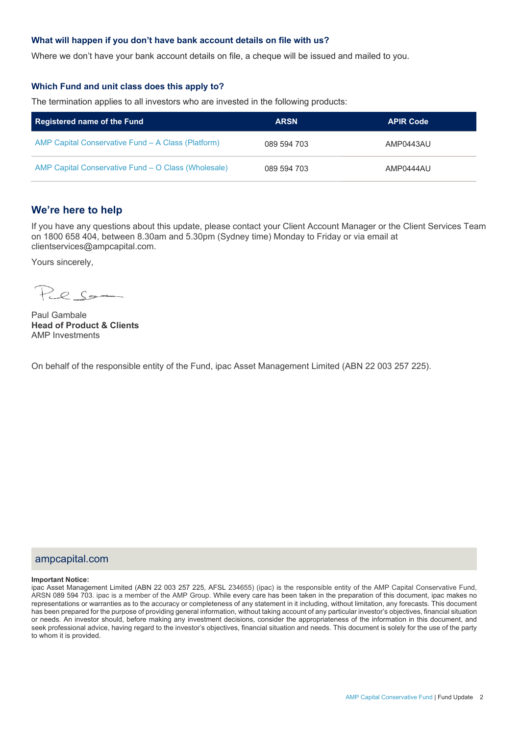### What will happen if you don't have bank account details on file with us?

Where we don't have your bank account details on file, a cheque will be issued and mailed to you.

### Which Fund and unit class does this apply to?

The termination applies to all investors who are invested in the following products:

| Registered name of the Fund | ARSN | APIR Code |
|---|---|---|
| AMP Capital Conservative Fund – A Class (Platform) | 089 594 703 | AMP0443AU |
| AMP Capital Conservative Fund – O Class (Wholesale) | 089 594 703 | AMP0444AU |

## We're here to help

If you have any questions about this update, please contact your Client Account Manager or the Client Services Team on 1800 658 404, between 8.30am and 5.30pm (Sydney time) Monday to Friday or via email at clientservices@ampcapital.com.

Yours sincerely,

Paul Gambale
**Head of Product & Clients**
AMP Investments

On behalf of the responsible entity of the Fund, ipac Asset Management Limited (ABN 22 003 257 225).

ampcapital.com

**Important Notice:**
ipac Asset Management Limited (ABN 22 003 257 225, AFSL 234655) (ipac) is the responsible entity of the AMP Capital Conservative Fund, ARSN 089 594 703. ipac is a member of the AMP Group. While every care has been taken in the preparation of this document, ipac makes no representations or warranties as to the accuracy or completeness of any statement in it including, without limitation, any forecasts. This document has been prepared for the purpose of providing general information, without taking account of any particular investor's objectives, financial situation or needs. An investor should, before making any investment decisions, consider the appropriateness of the information in this document, and seek professional advice, having regard to the investor's objectives, financial situation and needs. This document is solely for the use of the party to whom it is provided.